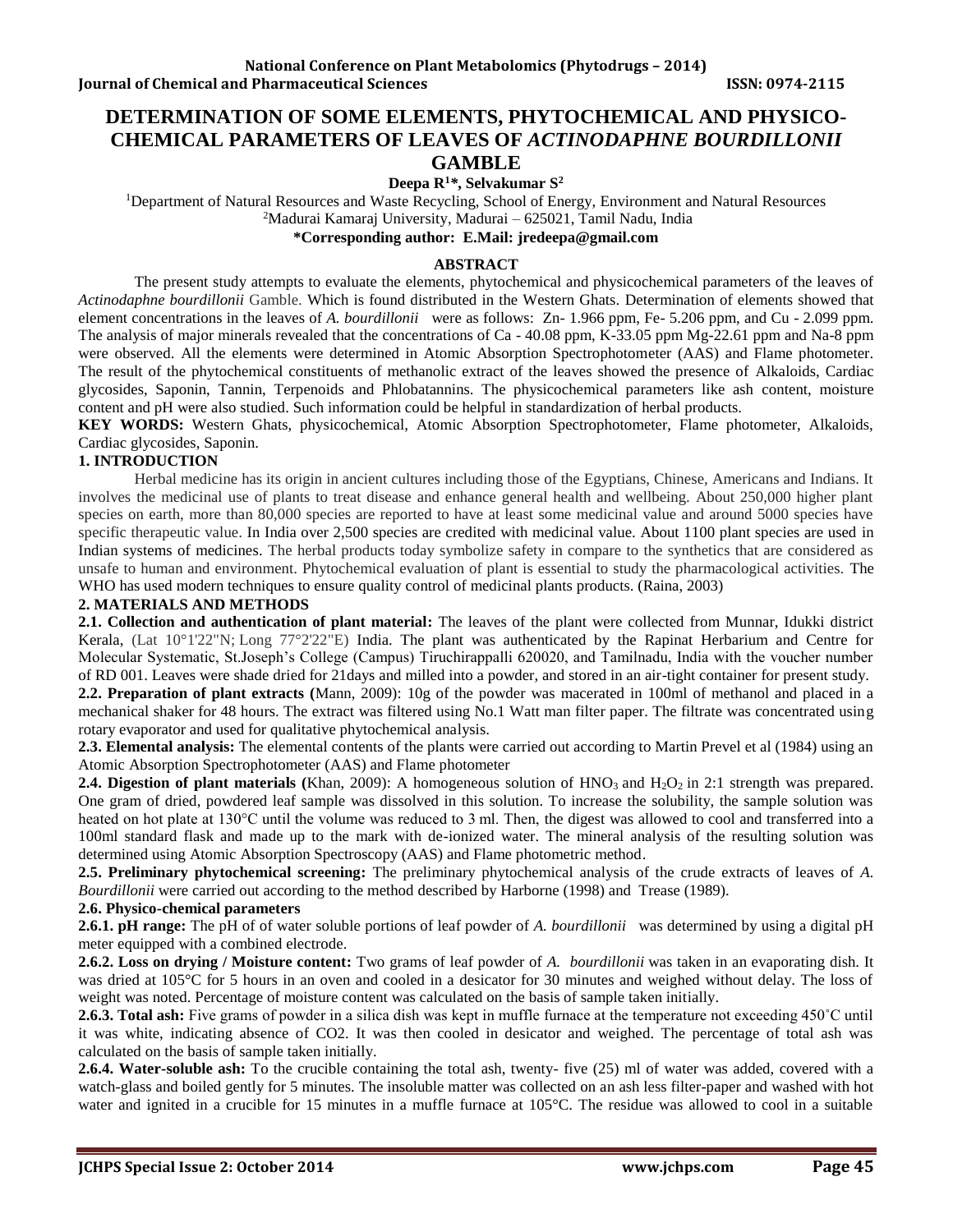# DETERMINATION OF SOME ELEMENTS, PHYTOCHEMICAL AND PHYSICO-CHEMICAL PARAMETERS OF LEAVES OF *ACTINODAPHNE BOURDILLONII* GAMBLE

**Deepa R[1]*, Selvakumar S[2]**

[1]Department of Natural Resources and Waste Recycling, School of Energy, Environment and Natural Resources

[2]Madurai Kamaraj University, Madurai – 625021, Tamil Nadu, India

**\*Corresponding author: E.Mail: jredeepa@gmail.com**

## ABSTRACT

The present study attempts to evaluate the elements, phytochemical and physicochemical parameters of the leaves of *Actinodaphne bourdillonii* Gamble. Which is found distributed in the Western Ghats. Determination of elements showed that element concentrations in the leaves of *A. bourdillonii* were as follows: Zn- 1.966 ppm, Fe- 5.206 ppm, and Cu - 2.099 ppm. The analysis of major minerals revealed that the concentrations of Ca - 40.08 ppm, K-33.05 ppm Mg-22.61 ppm and Na-8 ppm were observed. All the elements were determined in Atomic Absorption Spectrophotometer (AAS) and Flame photometer. The result of the phytochemical constituents of methanolic extract of the leaves showed the presence of Alkaloids, Cardiac glycosides, Saponin, Tannin, Terpenoids and Phlobatannins. The physicochemical parameters like ash content, moisture content and pH were also studied. Such information could be helpful in standardization of herbal products.

**KEY WORDS:** Western Ghats, physicochemical, Atomic Absorption Spectrophotometer, Flame photometer, Alkaloids, Cardiac glycosides, Saponin.

## 1. INTRODUCTION

Herbal medicine has its origin in ancient cultures including those of the Egyptians, Chinese, Americans and Indians. It involves the medicinal use of plants to treat disease and enhance general health and wellbeing. About 250,000 higher plant species on earth, more than 80,000 species are reported to have at least some medicinal value and around 5000 species have specific therapeutic value. In India over 2,500 species are credited with medicinal value. About 1100 plant species are used in Indian systems of medicines. The herbal products today symbolize safety in compare to the synthetics that are considered as unsafe to human and environment. Phytochemical evaluation of plant is essential to study the pharmacological activities. The WHO has used modern techniques to ensure quality control of medicinal plants products. (Raina, 2003)

## 2. MATERIALS AND METHODS

**2.1. Collection and authentication of plant material:** The leaves of the plant were collected from Munnar, Idukki district Kerala, (Lat 10°1'22"N; Long 77°2'22"E) India. The plant was authenticated by the Rapinat Herbarium and Centre for Molecular Systematic, St.Joseph's College (Campus) Tiruchirappalli 620020, and Tamilnadu, India with the voucher number of RD 001. Leaves were shade dried for 21days and milled into a powder, and stored in an air-tight container for present study.

**2.2. Preparation of plant extracts (**Mann, 2009): 10g of the powder was macerated in 100ml of methanol and placed in a mechanical shaker for 48 hours. The extract was filtered using No.1 Watt man filter paper. The filtrate was concentrated using rotary evaporator and used for qualitative phytochemical analysis.

**2.3. Elemental analysis:** The elemental contents of the plants were carried out according to Martin Prevel et al (1984) using an Atomic Absorption Spectrophotometer (AAS) and Flame photometer

**2.4. Digestion of plant materials (**Khan, 2009): A homogeneous solution of $HNO_3$ and $H_2O_2$ in 2:1 strength was prepared. One gram of dried, powdered leaf sample was dissolved in this solution. To increase the solubility, the sample solution was heated on hot plate at 130°C until the volume was reduced to 3 ml. Then, the digest was allowed to cool and transferred into a 100ml standard flask and made up to the mark with de-ionized water. The mineral analysis of the resulting solution was determined using Atomic Absorption Spectroscopy (AAS) and Flame photometric method.

**2.5. Preliminary phytochemical screening:** The preliminary phytochemical analysis of the crude extracts of leaves of *A. Bourdillonii* were carried out according to the method described by Harborne (1998) and Trease (1989).

**2.6. Physico-chemical parameters**

**2.6.1. pH range:** The pH of of water soluble portions of leaf powder of *A. bourdillonii* was determined by using a digital pH meter equipped with a combined electrode.

**2.6.2. Loss on drying / Moisture content:** Two grams of leaf powder of *A. bourdillonii* was taken in an evaporating dish. It was dried at 105°C for 5 hours in an oven and cooled in a desicator for 30 minutes and weighed without delay. The loss of weight was noted. Percentage of moisture content was calculated on the basis of sample taken initially.

**2.6.3. Total ash:** Five grams of powder in a silica dish was kept in muffle furnace at the temperature not exceeding 450˚C until it was white, indicating absence of $CO_2$. It was then cooled in desicator and weighed. The percentage of total ash was calculated on the basis of sample taken initially.

**2.6.4. Water-soluble ash:** To the crucible containing the total ash, twenty- five (25) ml of water was added, covered with a watch-glass and boiled gently for 5 minutes. The insoluble matter was collected on an ash less filter-paper and washed with hot water and ignited in a crucible for 15 minutes in a muffle furnace at 105°C. The residue was allowed to cool in a suitable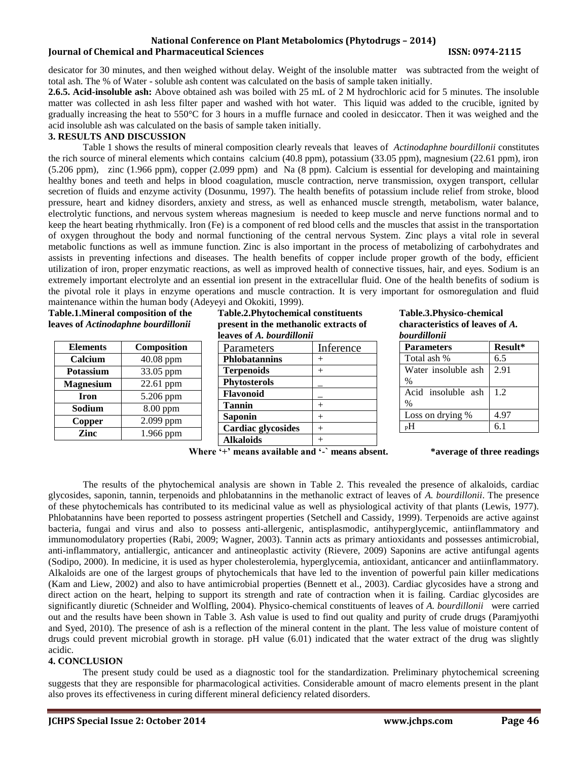desicator for 30 minutes, and then weighed without delay. Weight of the insoluble matter was subtracted from the weight of total ash. The % of Water - soluble ash content was calculated on the basis of sample taken initially.

**2.6.5. Acid-insoluble ash:** Above obtained ash was boiled with 25 mL of 2 M hydrochloric acid for 5 minutes. The insoluble matter was collected in ash less filter paper and washed with hot water. This liquid was added to the crucible, ignited by gradually increasing the heat to 550°C for 3 hours in a muffle furnace and cooled in desiccator. Then it was weighed and the acid insoluble ash was calculated on the basis of sample taken initially.

## 3. RESULTS AND DISCUSSION

Table 1 shows the results of mineral composition clearly reveals that leaves of *Actinodaphne bourdillonii* constitutes the rich source of mineral elements which contains calcium (40.8 ppm), potassium (33.05 ppm), magnesium (22.61 ppm), iron (5.206 ppm), zinc (1.966 ppm), copper (2.099 ppm) and Na (8 ppm). Calcium is essential for developing and maintaining healthy bones and teeth and helps in blood coagulation, muscle contraction, nerve transmission, oxygen transport, cellular secretion of fluids and enzyme activity (Dosunmu, 1997). The health benefits of potassium include relief from stroke, blood pressure, heart and kidney disorders, anxiety and stress, as well as enhanced muscle strength, metabolism, water balance, electrolytic functions, and nervous system whereas magnesium is needed to keep muscle and nerve functions normal and to keep the heart beating rhythmically. Iron (Fe) is a component of red blood cells and the muscles that assist in the transportation of oxygen throughout the body and normal functioning of the central nervous System. Zinc plays a vital role in several metabolic functions as well as immune function. Zinc is also important in the process of metabolizing of carbohydrates and assists in preventing infections and diseases. The health benefits of copper include proper growth of the body, efficient utilization of iron, proper enzymatic reactions, as well as improved health of connective tissues, hair, and eyes. Sodium is an extremely important electrolyte and an essential ion present in the extracellular fluid. One of the health benefits of sodium is the pivotal role it plays in enzyme operations and muscle contraction. It is very important for osmoregulation and fluid maintenance within the human body (Adeyeyi and Okokiti, 1999).

**Table.1.Mineral composition of the leaves of *Actinodaphne bourdillonii***

| Elements | Composition |
|---|---|
| **Calcium** | 40.08 ppm |
| **Potassium** | 33.05 ppm |
| **Magnesium** | 22.61 ppm |
| **Iron** | 5.206 ppm |
| **Sodium** | 8.00 ppm |
| **Copper** | 2.099 ppm |
| **Zinc** | 1.966 ppm |

**Table.2.Phytochemical constituents present in the methanolic extracts of leaves of *A. bourdillonii***

| Parameters | Inference |
|---|---|
| **Phlobatannins** | + |
| **Terpenoids** | + |
| **Phytosterols** | _ |
| **Flavonoid** | _ |
| **Tannin** | + |
| **Saponin** | + |
| **Cardiac glycosides** | + |
| **Alkaloids** | + |

Where '+' means available and '-` means absent.

**Table.3.Physico-chemical characteristics of leaves of *A. bourdillonii***

| Parameters | Result* |
|---|---|
| Total ash % | 6.5 |
| Water insoluble ash % | 2.91 |
| Acid insoluble ash % | 1.2 |
| Loss on drying % | 4.97 |
| pH | 6.1 |

*average of three readings

The results of the phytochemical analysis are shown in Table 2. This revealed the presence of alkaloids, cardiac glycosides, saponin, tannin, terpenoids and phlobatannins in the methanolic extract of leaves of *A. bourdillonii*. The presence of these phytochemicals has contributed to its medicinal value as well as physiological activity of that plants (Lewis, 1977). Phlobatannins have been reported to possess astringent properties (Setchell and Cassidy, 1999). Terpenoids are active against bacteria, fungai and virus and also to possess anti-allergenic, antisplasmodic, antihyperglycemic, antiinflammatory and immunomodulatory properties (Rabi, 2009; Wagner, 2003). Tannin acts as primary antioxidants and possesses antimicrobial, anti-inflammatory, antiallergic, anticancer and antineoplastic activity (Rievere, 2009) Saponins are active antifungal agents (Sodipo, 2000). In medicine, it is used as hyper cholesterolemia, hyperglycemia, antioxidant, anticancer and antiinflammatory. Alkaloids are one of the largest groups of phytochemicals that have led to the invention of powerful pain killer medications (Kam and Liew, 2002) and also to have antimicrobial properties (Bennett et al., 2003). Cardiac glycosides have a strong and direct action on the heart, helping to support its strength and rate of contraction when it is failing. Cardiac glycosides are significantly diuretic (Schneider and Wolfling, 2004). Physico-chemical constituents of leaves of *A. bourdillonii* were carried out and the results have been shown in Table 3. Ash value is used to find out quality and purity of crude drugs (Paramjyothi and Syed, 2010). The presence of ash is a reflection of the mineral content in the plant. The less value of moisture content of drugs could prevent microbial growth in storage. pH value (6.01) indicated that the water extract of the drug was slightly acidic.

## 4. CONCLUSION

The present study could be used as a diagnostic tool for the standardization. Preliminary phytochemical screening suggests that they are responsible for pharmacological activities. Considerable amount of macro elements present in the plant also proves its effectiveness in curing different mineral deficiency related disorders.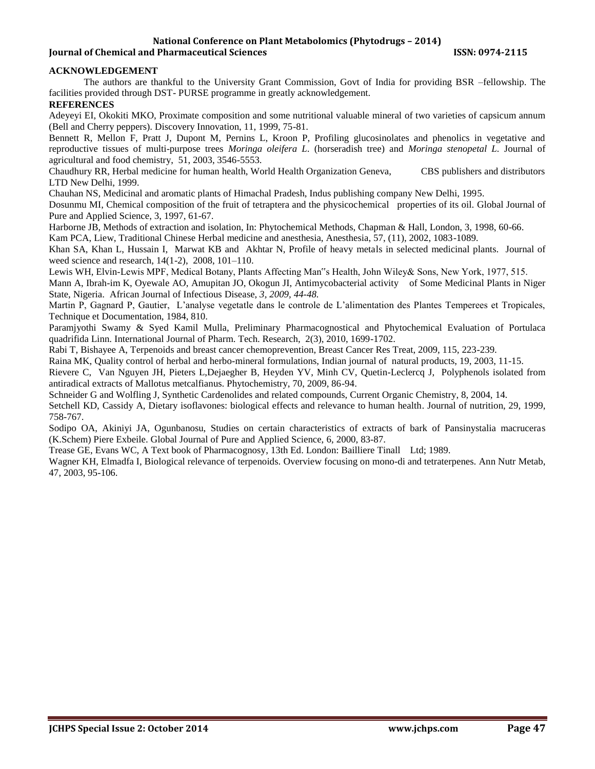**ACKNOWLEDGEMENT**

The authors are thankful to the University Grant Commission, Govt of India for providing BSR –fellowship. The facilities provided through DST- PURSE programme in greatly acknowledgement.

**REFERENCES**

Adeyeyi EI, Okokiti MKO, Proximate composition and some nutritional valuable mineral of two varieties of capsicum annum (Bell and Cherry peppers). Discovery Innovation, 11, 1999, 75-81.

Bennett R, Mellon F, Pratt J, Dupont M, Pernins L, Kroon P, Profiling glucosinolates and phenolics in vegetative and reproductive tissues of multi-purpose trees *Moringa oleifera L*. (horseradish tree) and *Moringa stenopetal L*. Journal of agricultural and food chemistry, 51, 2003, 3546-5553.

Chaudhury RR, Herbal medicine for human health, World Health Organization Geneva, CBS publishers and distributors LTD New Delhi, 1999.

Chauhan NS, Medicinal and aromatic plants of Himachal Pradesh, Indus publishing company New Delhi, 1995.

Dosunmu MI, Chemical composition of the fruit of tetraptera and the physicochemical properties of its oil. Global Journal of Pure and Applied Science, 3, 1997, 61-67.

Harborne JB, Methods of extraction and isolation, In: Phytochemical Methods, Chapman & Hall, London, 3, 1998, 60-66.

Kam PCA, Liew, Traditional Chinese Herbal medicine and anesthesia, Anesthesia, 57, (11), 2002, 1083-1089.

Khan SA, Khan L, Hussain I, Marwat KB and Akhtar N, Profile of heavy metals in selected medicinal plants. Journal of weed science and research, 14(1-2), 2008, 101–110.

Lewis WH, Elvin-Lewis MPF, Medical Botany, Plants Affecting Man‟s Health, John Wiley& Sons, New York, 1977, 515.

Mann A, Ibrah-im K, Oyewale AO, Amupitan JO, Okogun JI, Antimycobacterial activity of Some Medicinal Plants in Niger State, Nigeria. African Journal of Infectious Disease, *3, 2009, 44-48.*

Martin P, Gagnard P, Gautier, L'analyse vegetatle dans le controle de L'alimentation des Plantes Temperees et Tropicales, Technique et Documentation, 1984, 810.

Paramjyothi Swamy & Syed Kamil Mulla, Preliminary Pharmacognostical and Phytochemical Evaluation of Portulaca quadrifida Linn. International Journal of Pharm. Tech. Research, 2(3), 2010, 1699-1702.

Rabi T, Bishayee A, Terpenoids and breast cancer chemoprevention, Breast Cancer Res Treat, 2009, 115, 223-239.

Raina MK, Quality control of herbal and herbo-mineral formulations, Indian journal of natural products, 19, 2003, 11-15.

Rievere C, Van Nguyen JH, Pieters L,Dejaegher B, Heyden YV, Minh CV, Quetin-Leclercq J, Polyphenols isolated from antiradical extracts of Mallotus metcalfianus. Phytochemistry, 70, 2009, 86-94.

Schneider G and Wolfling J, Synthetic Cardenolides and related compounds, Current Organic Chemistry, 8, 2004, 14.

Setchell KD, Cassidy A, Dietary isoflavones: biological effects and relevance to human health. Journal of nutrition, 29, 1999, 758-767.

Sodipo OA, Akiniyi JA, Ogunbanosu, Studies on certain characteristics of extracts of bark of Pansinystalia macruceras (K.Schem) Piere Exbeile. Global Journal of Pure and Applied Science, 6, 2000, 83-87.

Trease GE, Evans WC, A Text book of Pharmacognosy, 13th Ed. London: Bailliere Tinall Ltd; 1989.

Wagner KH, Elmadfa I, Biological relevance of terpenoids. Overview focusing on mono-di and tetraterpenes. Ann Nutr Metab, 47, 2003, 95-106.